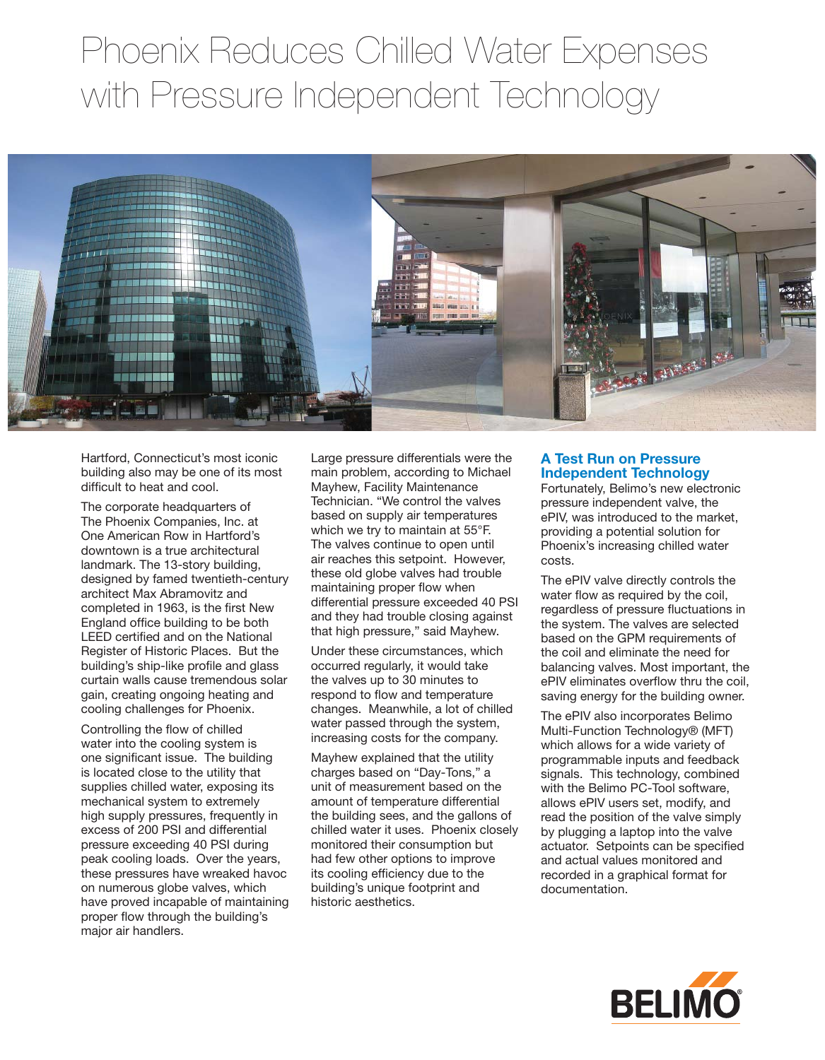# Phoenix Reduces Chilled Water Expenses with Pressure Independent Technology

Hartford, Connecticut's most iconic building also may be one of its most difficult to heat and cool.

The corporate headquarters of The Phoenix Companies, Inc. at One American Row in Hartford's downtown is a true architectural landmark. The 13-story building, designed by famed twentieth-century architect Max Abramovitz and completed in 1963, is the first New England office building to be both LEED certified and on the National Register of Historic Places. But the building's ship-like profile and glass curtain walls cause tremendous solar gain, creating ongoing heating and cooling challenges for Phoenix.

Controlling the flow of chilled water into the cooling system is one significant issue. The building is located close to the utility that supplies chilled water, exposing its mechanical system to extremely high supply pressures, frequently in excess of 200 PSI and differential pressure exceeding 40 PSI during peak cooling loads. Over the years, these pressures have wreaked havoc on numerous globe valves, which have proved incapable of maintaining proper flow through the building's major air handlers.

Large pressure differentials were the main problem, according to Michael Mayhew, Facility Maintenance Technician. "We control the valves based on supply air temperatures which we try to maintain at 55°F. The valves continue to open until air reaches this setpoint. However, these old globe valves had trouble maintaining proper flow when differential pressure exceeded 40 PSI and they had trouble closing against that high pressure," said Mayhew.

Under these circumstances, which occurred regularly, it would take the valves up to 30 minutes to respond to flow and temperature changes. Meanwhile, a lot of chilled water passed through the system, increasing costs for the company.

Mayhew explained that the utility charges based on "Day-Tons," a unit of measurement based on the amount of temperature differential the building sees, and the gallons of chilled water it uses. Phoenix closely monitored their consumption but had few other options to improve its cooling efficiency due to the building's unique footprint and historic aesthetics.

## A Test Run on Pressure Independent Technology

Fortunately, Belimo's new electronic pressure independent valve, the ePIV, was introduced to the market, providing a potential solution for Phoenix's increasing chilled water costs.

The ePIV valve directly controls the water flow as required by the coil, regardless of pressure fluctuations in the system. The valves are selected based on the GPM requirements of the coil and eliminate the need for balancing valves. Most important, the ePIV eliminates overflow thru the coil, saving energy for the building owner.

The ePIV also incorporates Belimo Multi-Function Technology® (MFT) which allows for a wide variety of programmable inputs and feedback signals. This technology, combined with the Belimo PC-Tool software, allows ePIV users set, modify, and read the position of the valve simply by plugging a laptop into the valve actuator. Setpoints can be specified and actual values monitored and recorded in a graphical format for documentation.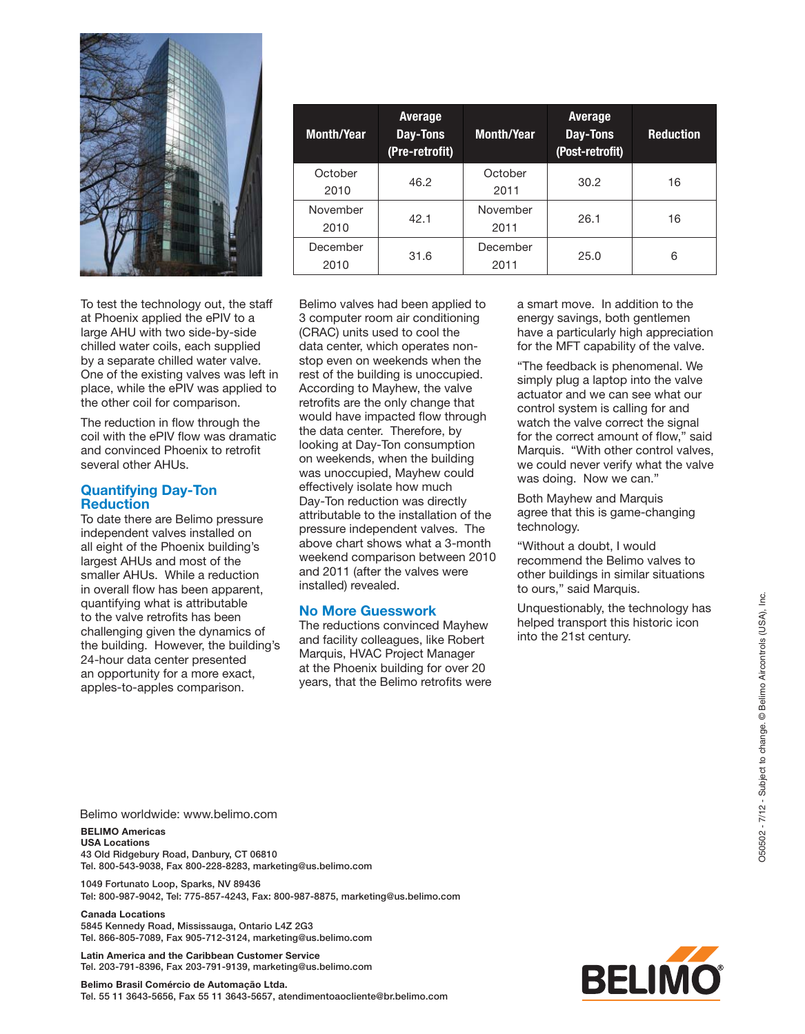| Month/Year | Average Day-Tons (Pre-retrofit) | Month/Year | Average Day-Tons (Post-retrofit) | Reduction |
| --- | --- | --- | --- | --- |
| October 2010 | 46.2 | October 2011 | 30.2 | 16 |
| November 2010 | 42.1 | November 2011 | 26.1 | 16 |
| December 2010 | 31.6 | December 2011 | 25.0 | 6 |

To test the technology out, the staff at Phoenix applied the ePIV to a large AHU with two side-by-side chilled water coils, each supplied by a separate chilled water valve. One of the existing valves was left in place, while the ePIV was applied to the other coil for comparison.

The reduction in flow through the coil with the ePIV flow was dramatic and convinced Phoenix to retrofit several other AHUs.

## Quantifying Day-Ton Reduction

To date there are Belimo pressure independent valves installed on all eight of the Phoenix building's largest AHUs and most of the smaller AHUs. While a reduction in overall flow has been apparent, quantifying what is attributable to the valve retrofits has been challenging given the dynamics of the building. However, the building's 24-hour data center presented an opportunity for a more exact, apples-to-apples comparison.

Belimo valves had been applied to 3 computer room air conditioning (CRAC) units used to cool the data center, which operates non-stop even on weekends when the rest of the building is unoccupied. According to Mayhew, the valve retrofits are the only change that would have impacted flow through the data center. Therefore, by looking at Day-Ton consumption on weekends, when the building was unoccupied, Mayhew could effectively isolate how much Day-Ton reduction was directly attributable to the installation of the pressure independent valves. The above chart shows what a 3-month weekend comparison between 2010 and 2011 (after the valves were installed) revealed.

## No More Guesswork

The reductions convinced Mayhew and facility colleagues, like Robert Marquis, HVAC Project Manager at the Phoenix building for over 20 years, that the Belimo retrofits were a smart move. In addition to the energy savings, both gentlemen have a particularly high appreciation for the MFT capability of the valve.

"The feedback is phenomenal. We simply plug a laptop into the valve actuator and we can see what our control system is calling for and watch the valve correct the signal for the correct amount of flow," said Marquis. "With other control valves, we could never verify what the valve was doing. Now we can."

Both Mayhew and Marquis agree that this is game-changing technology.

"Without a doubt, I would recommend the Belimo valves to other buildings in similar situations to ours," said Marquis.

Unquestionably, the technology has helped transport this historic icon into the 21st century.

Belimo worldwide: www.belimo.com

**BELIMO Americas**
**USA Locations**
43 Old Ridgebury Road, Danbury, CT 06810
Tel. 800-543-9038, Fax 800-228-8283, marketing@us.belimo.com

1049 Fortunato Loop, Sparks, NV 89436
Tel: 800-987-9042, Tel: 775-857-4243, Fax: 800-987-8875, marketing@us.belimo.com

**Canada Locations**
5845 Kennedy Road, Mississauga, Ontario L4Z 2G3
Tel. 866-805-7089, Fax 905-712-3124, marketing@us.belimo.com

**Latin America and the Caribbean Customer Service**
Tel. 203-791-8396, Fax 203-791-9139, marketing@us.belimo.com

**Belimo Brasil Comércio de Automação Ltda.**
Tel. 55 11 3643-5656, Fax 55 11 3643-5657, atendimentoaocliente@br.belimo.com

O50502 - 7/12 - Subject to change. © Belimo Aircontrols (USA), Inc.

BELIMO®